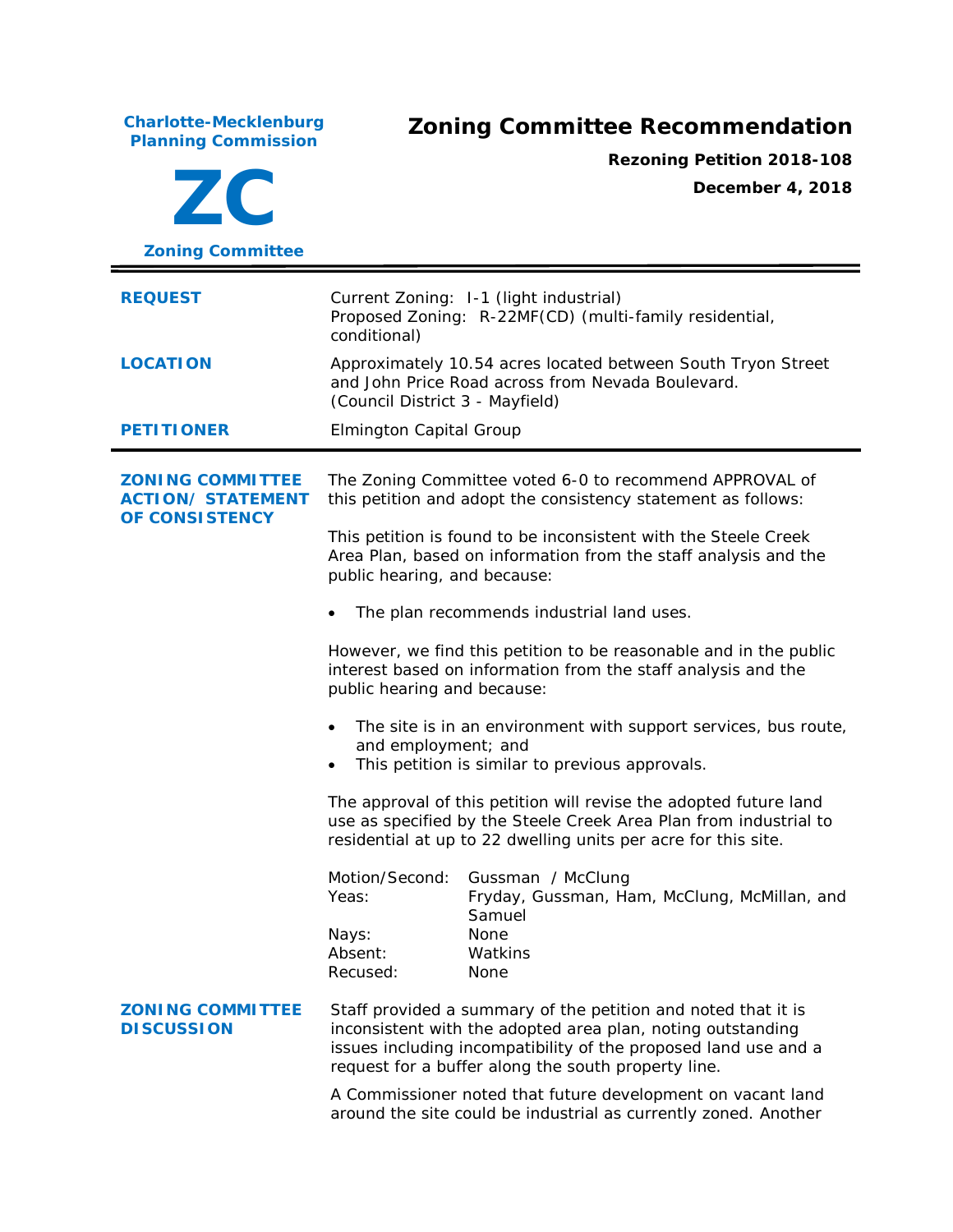**Charlotte-Mecklenburg Planning Commission**

**ZC**

**Zoning Committee**

# Zoning Committee Recommendation

**Rezoning Petition 2018-108**

**December 4, 2018**

---

| | |
|---|---|
| **REQUEST** | Current Zoning: I-1 (light industrial)<br>Proposed Zoning: R-22MF(CD) (multi-family residential, conditional) |
| **LOCATION** | Approximately 10.54 acres located between South Tryon Street and John Price Road across from Nevada Boulevard.<br>(Council District 3 - Mayfield) |
| **PETITIONER** | Elmington Capital Group |

---

**ZONING COMMITTEE ACTION/ STATEMENT OF CONSISTENCY**

The Zoning Committee voted 6-0 to recommend APPROVAL of this petition and adopt the consistency statement as follows:

This petition is found to be inconsistent with the Steele Creek Area Plan, based on information from the staff analysis and the public hearing, and because:

- The plan recommends industrial land uses.

However, we find this petition to be reasonable and in the public interest based on information from the staff analysis and the public hearing and because:

- The site is in an environment with support services, bus route, and employment; and
- This petition is similar to previous approvals.

The approval of this petition will revise the adopted future land use as specified by the Steele Creek Area Plan from industrial to residential at up to 22 dwelling units per acre for this site.

| | |
|---|---|
| Motion/Second: | Gussman / McClung |
| Yeas: | Fryday, Gussman, Ham, McClung, McMillan, and Samuel |
| Nays: | None |
| Absent: | Watkins |
| Recused: | None |

**ZONING COMMITTEE DISCUSSION**

Staff provided a summary of the petition and noted that it is inconsistent with the adopted area plan, noting outstanding issues including incompatibility of the proposed land use and a request for a buffer along the south property line.

A Commissioner noted that future development on vacant land around the site could be industrial as currently zoned. Another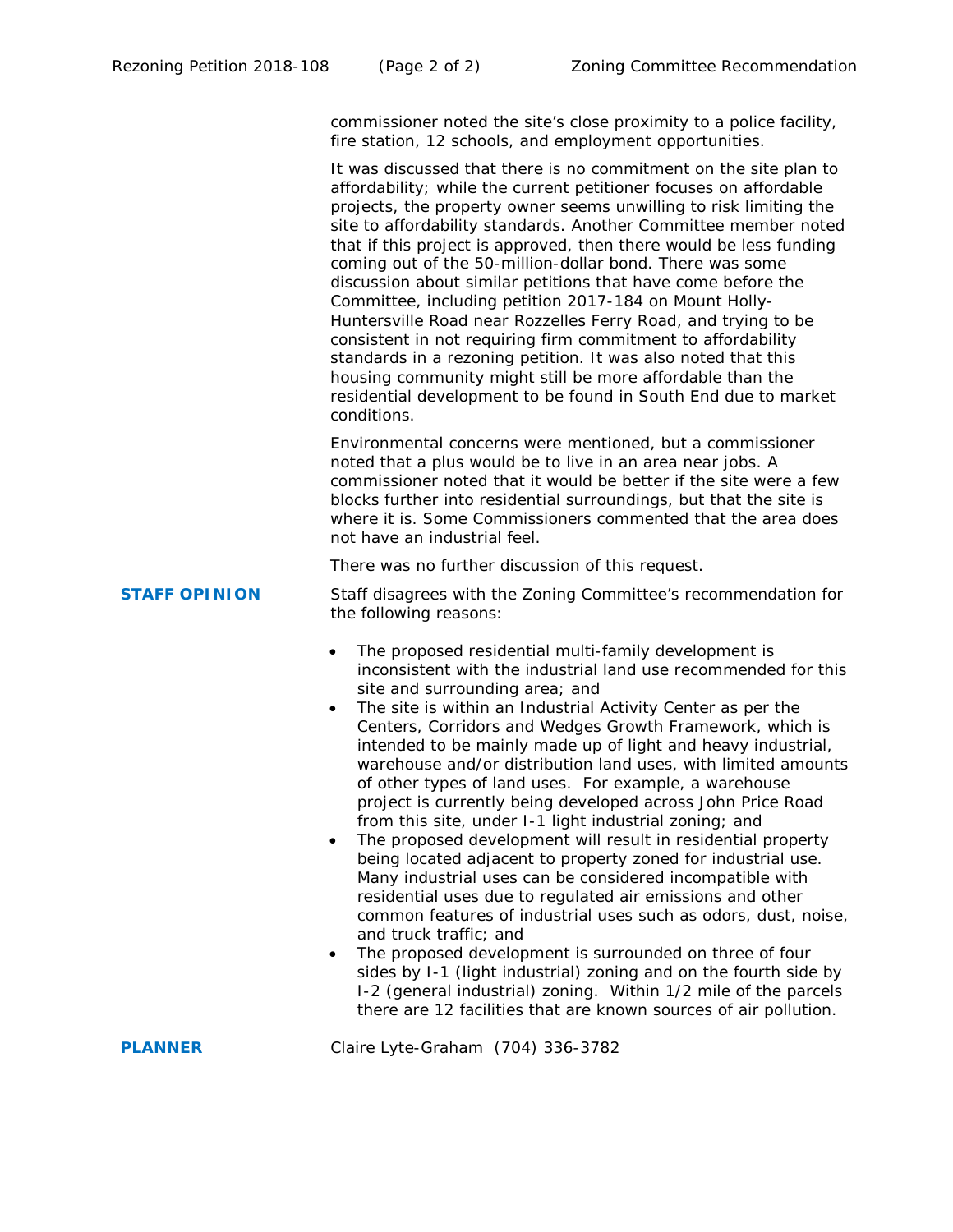commissioner noted the site's close proximity to a police facility, fire station, 12 schools, and employment opportunities.

It was discussed that there is no commitment on the site plan to affordability; while the current petitioner focuses on affordable projects, the property owner seems unwilling to risk limiting the site to affordability standards. Another Committee member noted that if this project is approved, then there would be less funding coming out of the 50-million-dollar bond. There was some discussion about similar petitions that have come before the Committee, including petition 2017-184 on Mount Holly-Huntersville Road near Rozzelles Ferry Road, and trying to be consistent in not requiring firm commitment to affordability standards in a rezoning petition. It was also noted that this housing community might still be more affordable than the residential development to be found in South End due to market conditions.

Environmental concerns were mentioned, but a commissioner noted that a plus would be to live in an area near jobs. A commissioner noted that it would be better if the site were a few blocks further into residential surroundings, but that the site is where it is. Some Commissioners commented that the area does not have an industrial feel.

There was no further discussion of this request.

**STAFF OPINION**

Staff disagrees with the Zoning Committee's recommendation for the following reasons:

- The proposed residential multi-family development is inconsistent with the industrial land use recommended for this site and surrounding area; and
- The site is within an Industrial Activity Center as per the Centers, Corridors and Wedges Growth Framework, which is intended to be mainly made up of light and heavy industrial, warehouse and/or distribution land uses, with limited amounts of other types of land uses. For example, a warehouse project is currently being developed across John Price Road from this site, under I-1 light industrial zoning; and
- The proposed development will result in residential property being located adjacent to property zoned for industrial use. Many industrial uses can be considered incompatible with residential uses due to regulated air emissions and other common features of industrial uses such as odors, dust, noise, and truck traffic; and
- The proposed development is surrounded on three of four sides by I-1 (light industrial) zoning and on the fourth side by I-2 (general industrial) zoning. Within 1/2 mile of the parcels there are 12 facilities that are known sources of air pollution.

**PLANNER**

Claire Lyte-Graham (704) 336-3782